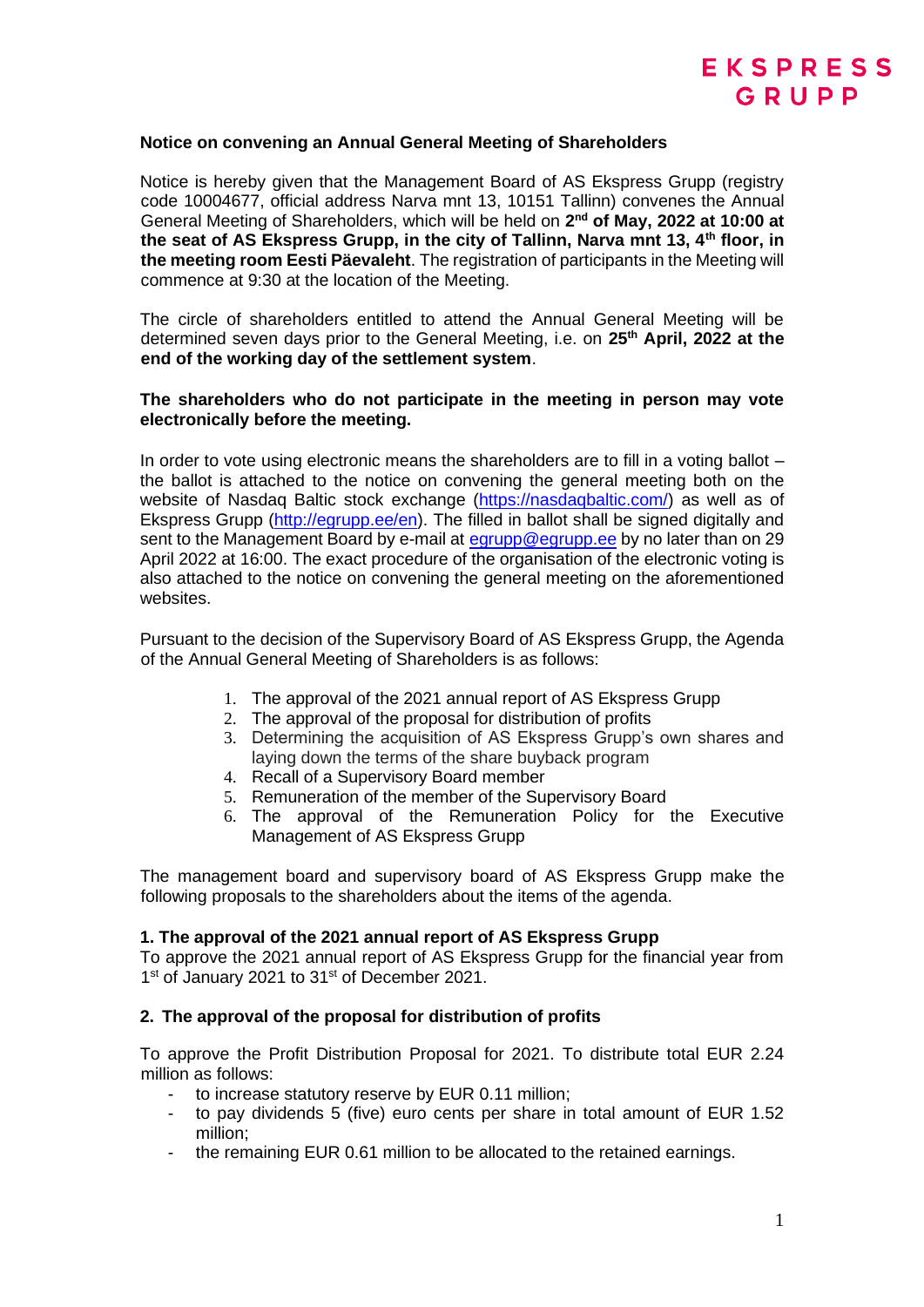EKSPRESS GRUPP

**Notice on convening an Annual General Meeting of Shareholders**

Notice is hereby given that the Management Board of AS Ekspress Grupp (registry code 10004677, official address Narva mnt 13, 10151 Tallinn) convenes the Annual General Meeting of Shareholders, which will be held on **2nd of May, 2022 at 10:00 at the seat of AS Ekspress Grupp, in the city of Tallinn, Narva mnt 13, 4th floor, in the meeting room Eesti Päevaleht**. The registration of participants in the Meeting will commence at 9:30 at the location of the Meeting.

The circle of shareholders entitled to attend the Annual General Meeting will be determined seven days prior to the General Meeting, i.e. on **25th April, 2022 at the end of the working day of the settlement system**.

**The shareholders who do not participate in the meeting in person may vote electronically before the meeting.**

In order to vote using electronic means the shareholders are to fill in a voting ballot – the ballot is attached to the notice on convening the general meeting both on the website of Nasdaq Baltic stock exchange (https://nasdaqbaltic.com/) as well as of Ekspress Grupp (http://egrupp.ee/en). The filled in ballot shall be signed digitally and sent to the Management Board by e-mail at egrupp@egrupp.ee by no later than on 29 April 2022 at 16:00. The exact procedure of the organisation of the electronic voting is also attached to the notice on convening the general meeting on the aforementioned websites.

Pursuant to the decision of the Supervisory Board of AS Ekspress Grupp, the Agenda of the Annual General Meeting of Shareholders is as follows:

1. The approval of the 2021 annual report of AS Ekspress Grupp
2. The approval of the proposal for distribution of profits
3. Determining the acquisition of AS Ekspress Grupp's own shares and laying down the terms of the share buyback program
4. Recall of a Supervisory Board member
5. Remuneration of the member of the Supervisory Board
6. The approval of the Remuneration Policy for the Executive Management of AS Ekspress Grupp

The management board and supervisory board of AS Ekspress Grupp make the following proposals to the shareholders about the items of the agenda.

**1. The approval of the 2021 annual report of AS Ekspress Grupp**

To approve the 2021 annual report of AS Ekspress Grupp for the financial year from 1st of January 2021 to 31st of December 2021.

**2. The approval of the proposal for distribution of profits**

To approve the Profit Distribution Proposal for 2021. To distribute total EUR 2.24 million as follows:

- to increase statutory reserve by EUR 0.11 million;
- to pay dividends 5 (five) euro cents per share in total amount of EUR 1.52 million;
- the remaining EUR 0.61 million to be allocated to the retained earnings.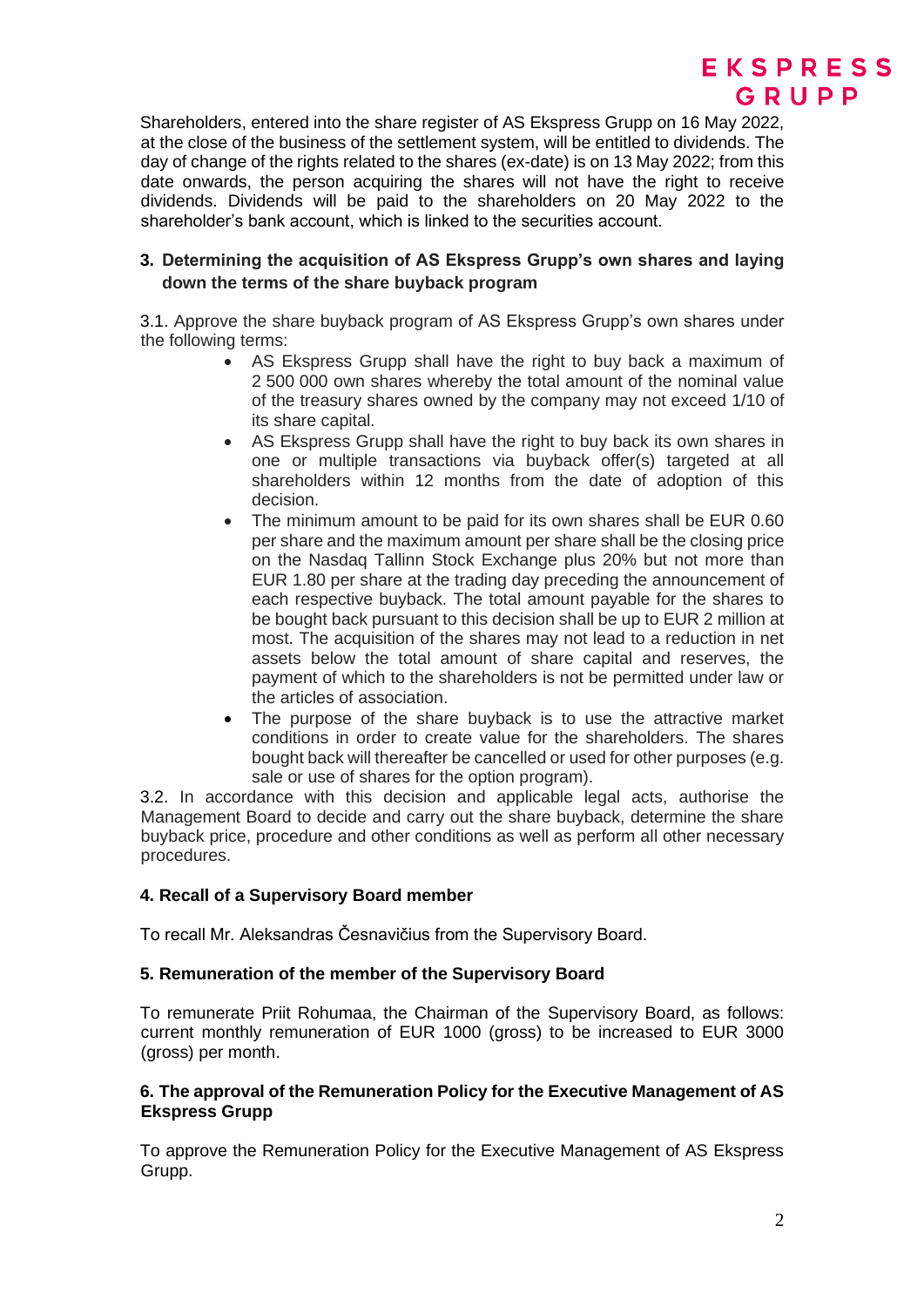Shareholders, entered into the share register of AS Ekspress Grupp on 16 May 2022, at the close of the business of the settlement system, will be entitled to dividends. The day of change of the rights related to the shares (ex-date) is on 13 May 2022; from this date onwards, the person acquiring the shares will not have the right to receive dividends. Dividends will be paid to the shareholders on 20 May 2022 to the shareholder's bank account, which is linked to the securities account.

### 3. Determining the acquisition of AS Ekspress Grupp's own shares and laying down the terms of the share buyback program

3.1. Approve the share buyback program of AS Ekspress Grupp's own shares under the following terms:

- AS Ekspress Grupp shall have the right to buy back a maximum of 2 500 000 own shares whereby the total amount of the nominal value of the treasury shares owned by the company may not exceed 1/10 of its share capital.
- AS Ekspress Grupp shall have the right to buy back its own shares in one or multiple transactions via buyback offer(s) targeted at all shareholders within 12 months from the date of adoption of this decision.
- The minimum amount to be paid for its own shares shall be EUR 0.60 per share and the maximum amount per share shall be the closing price on the Nasdaq Tallinn Stock Exchange plus 20% but not more than EUR 1.80 per share at the trading day preceding the announcement of each respective buyback. The total amount payable for the shares to be bought back pursuant to this decision shall be up to EUR 2 million at most. The acquisition of the shares may not lead to a reduction in net assets below the total amount of share capital and reserves, the payment of which to the shareholders is not be permitted under law or the articles of association.
- The purpose of the share buyback is to use the attractive market conditions in order to create value for the shareholders. The shares bought back will thereafter be cancelled or used for other purposes (e.g. sale or use of shares for the option program).

3.2. In accordance with this decision and applicable legal acts, authorise the Management Board to decide and carry out the share buyback, determine the share buyback price, procedure and other conditions as well as perform all other necessary procedures.

### 4. Recall of a Supervisory Board member

To recall Mr. Aleksandras Česnavičius from the Supervisory Board.

### 5. Remuneration of the member of the Supervisory Board

To remunerate Priit Rohumaa, the Chairman of the Supervisory Board, as follows: current monthly remuneration of EUR 1000 (gross) to be increased to EUR 3000 (gross) per month.

### 6. The approval of the Remuneration Policy for the Executive Management of AS Ekspress Grupp

To approve the Remuneration Policy for the Executive Management of AS Ekspress Grupp.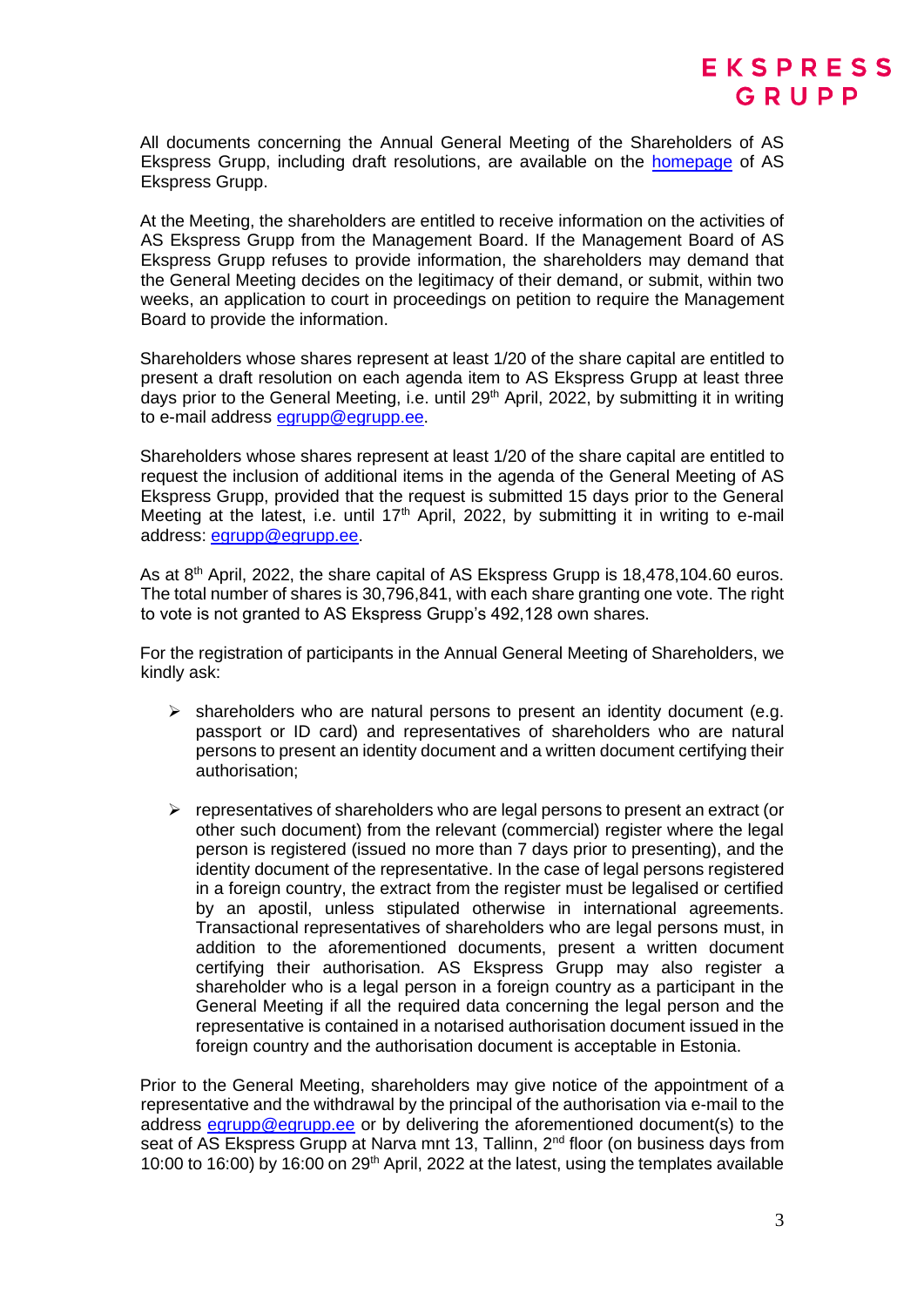All documents concerning the Annual General Meeting of the Shareholders of AS Ekspress Grupp, including draft resolutions, are available on the homepage of AS Ekspress Grupp.

At the Meeting, the shareholders are entitled to receive information on the activities of AS Ekspress Grupp from the Management Board. If the Management Board of AS Ekspress Grupp refuses to provide information, the shareholders may demand that the General Meeting decides on the legitimacy of their demand, or submit, within two weeks, an application to court in proceedings on petition to require the Management Board to provide the information.

Shareholders whose shares represent at least 1/20 of the share capital are entitled to present a draft resolution on each agenda item to AS Ekspress Grupp at least three days prior to the General Meeting, i.e. until 29th April, 2022, by submitting it in writing to e-mail address egrupp@egrupp.ee.

Shareholders whose shares represent at least 1/20 of the share capital are entitled to request the inclusion of additional items in the agenda of the General Meeting of AS Ekspress Grupp, provided that the request is submitted 15 days prior to the General Meeting at the latest, i.e. until 17th April, 2022, by submitting it in writing to e-mail address: egrupp@egrupp.ee.

As at 8th April, 2022, the share capital of AS Ekspress Grupp is 18,478,104.60 euros. The total number of shares is 30,796,841, with each share granting one vote. The right to vote is not granted to AS Ekspress Grupp's 492,128 own shares.

For the registration of participants in the Annual General Meeting of Shareholders, we kindly ask:

- shareholders who are natural persons to present an identity document (e.g. passport or ID card) and representatives of shareholders who are natural persons to present an identity document and a written document certifying their authorisation;

- representatives of shareholders who are legal persons to present an extract (or other such document) from the relevant (commercial) register where the legal person is registered (issued no more than 7 days prior to presenting), and the identity document of the representative. In the case of legal persons registered in a foreign country, the extract from the register must be legalised or certified by an apostil, unless stipulated otherwise in international agreements. Transactional representatives of shareholders who are legal persons must, in addition to the aforementioned documents, present a written document certifying their authorisation. AS Ekspress Grupp may also register a shareholder who is a legal person in a foreign country as a participant in the General Meeting if all the required data concerning the legal person and the representative is contained in a notarised authorisation document issued in the foreign country and the authorisation document is acceptable in Estonia.

Prior to the General Meeting, shareholders may give notice of the appointment of a representative and the withdrawal by the principal of the authorisation via e-mail to the address egrupp@egrupp.ee or by delivering the aforementioned document(s) to the seat of AS Ekspress Grupp at Narva mnt 13, Tallinn, 2nd floor (on business days from 10:00 to 16:00) by 16:00 on 29th April, 2022 at the latest, using the templates available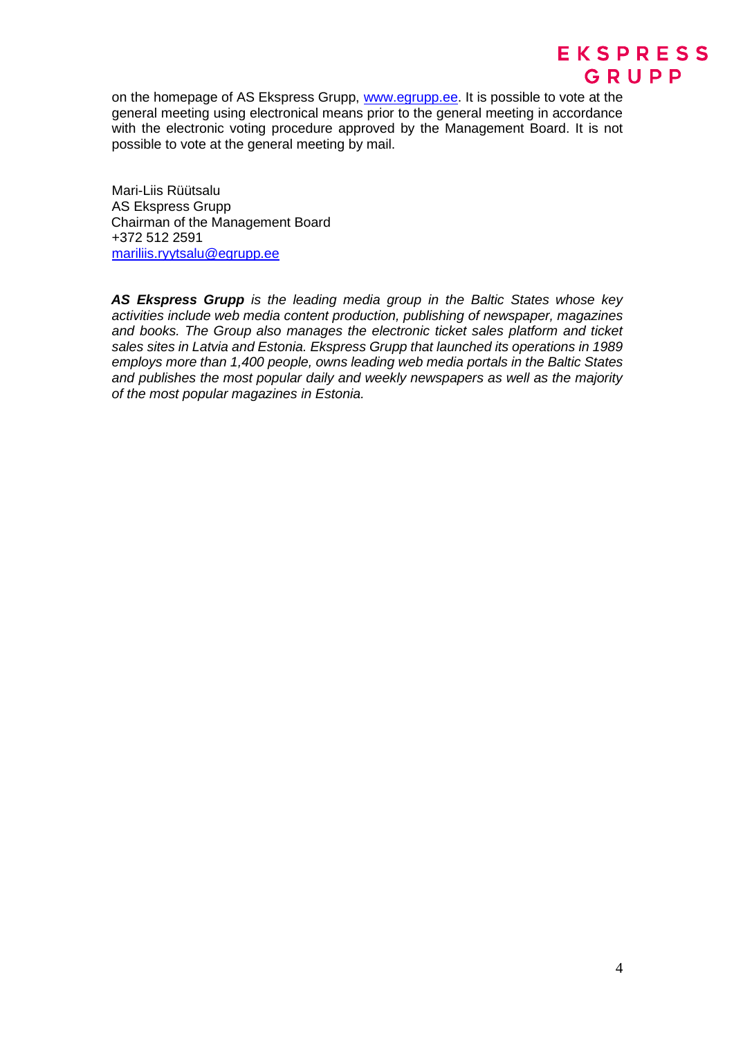on the homepage of AS Ekspress Grupp, www.egrupp.ee. It is possible to vote at the general meeting using electronical means prior to the general meeting in accordance with the electronic voting procedure approved by the Management Board. It is not possible to vote at the general meeting by mail.

Mari-Liis Rüütsalu
AS Ekspress Grupp
Chairman of the Management Board
+372 512 2591
mariliis.ryytsalu@egrupp.ee

***AS Ekspress Grupp** is the leading media group in the Baltic States whose key activities include web media content production, publishing of newspaper, magazines and books. The Group also manages the electronic ticket sales platform and ticket sales sites in Latvia and Estonia. Ekspress Grupp that launched its operations in 1989 employs more than 1,400 people, owns leading web media portals in the Baltic States and publishes the most popular daily and weekly newspapers as well as the majority of the most popular magazines in Estonia.*